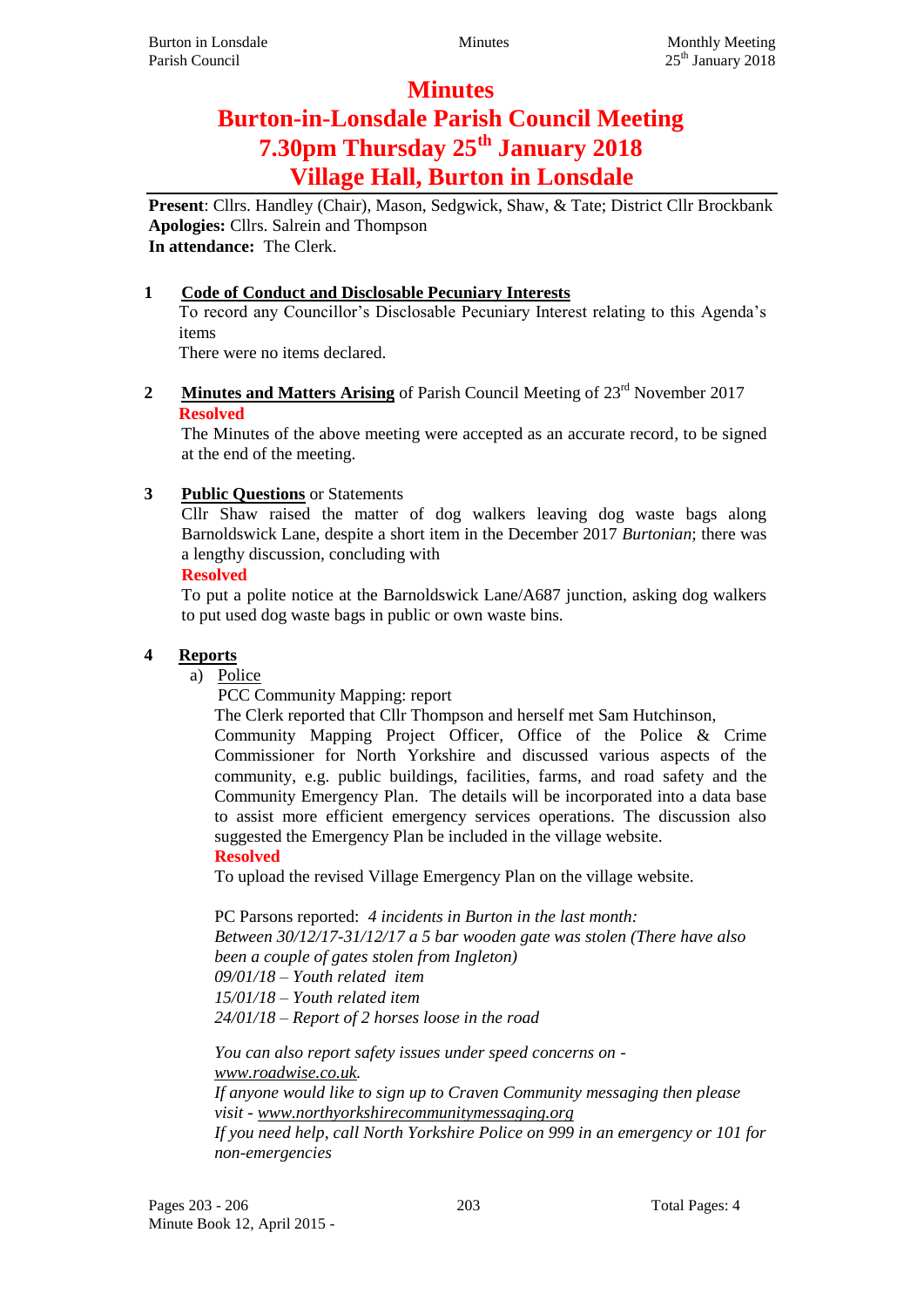# Minutes

# Burton-in-Lonsdale Parish Council Meeting

# 7.30pm Thursday 25th January 2018

# Village Hall, Burton in Lonsdale

**Present**: Cllrs. Handley (Chair), Mason, Sedgwick, Shaw, & Tate; District Cllr Brockbank
**Apologies:** Cllrs. Salrein and Thompson
**In attendance:** The Clerk.

**1 Code of Conduct and Disclosable Pecuniary Interests**

To record any Councillor's Disclosable Pecuniary Interest relating to this Agenda's items

There were no items declared.

**2 Minutes and Matters Arising** of Parish Council Meeting of 23rd November 2017

**Resolved**

The Minutes of the above meeting were accepted as an accurate record, to be signed at the end of the meeting.

**3 Public Questions** or Statements

Cllr Shaw raised the matter of dog walkers leaving dog waste bags along Barnoldswick Lane, despite a short item in the December 2017 *Burtonian*; there was a lengthy discussion, concluding with

**Resolved**

To put a polite notice at the Barnoldswick Lane/A687 junction, asking dog walkers to put used dog waste bags in public or own waste bins.

**4 Reports**

a) Police

PCC Community Mapping: report

The Clerk reported that Cllr Thompson and herself met Sam Hutchinson, Community Mapping Project Officer, Office of the Police & Crime Commissioner for North Yorkshire and discussed various aspects of the community, e.g. public buildings, facilities, farms, and road safety and the Community Emergency Plan. The details will be incorporated into a data base to assist more efficient emergency services operations. The discussion also suggested the Emergency Plan be included in the village website.

**Resolved**

To upload the revised Village Emergency Plan on the village website.

PC Parsons reported: *4 incidents in Burton in the last month:*
*Between 30/12/17-31/12/17 a 5 bar wooden gate was stolen (There have also been a couple of gates stolen from Ingleton)*
*09/01/18 – Youth related item*
*15/01/18 – Youth related item*
*24/01/18 – Report of 2 horses loose in the road*

*You can also report safety issues under speed concerns on - www.roadwise.co.uk.*
*If anyone would like to sign up to Craven Community messaging then please visit - www.northyorkshirecommunitymessaging.org*
*If you need help, call North Yorkshire Police on 999 in an emergency or 101 for non-emergencies*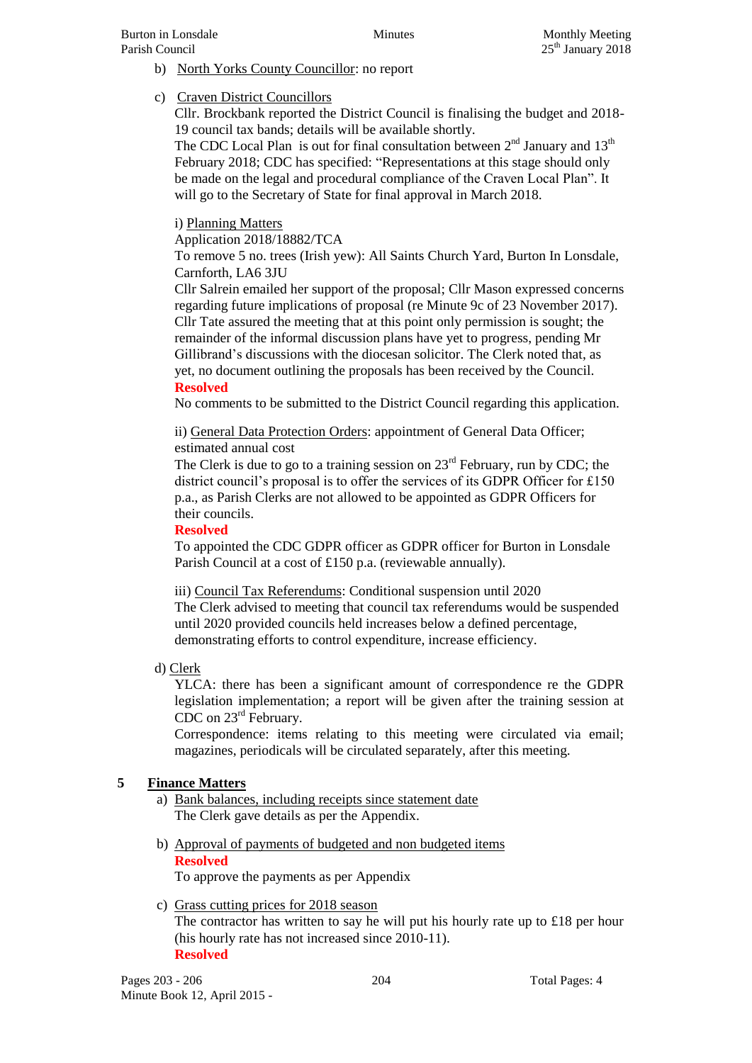b) North Yorks County Councillor: no report

c) Craven District Councillors

Cllr. Brockbank reported the District Council is finalising the budget and 2018-19 council tax bands; details will be available shortly.

The CDC Local Plan is out for final consultation between 2nd January and 13th February 2018; CDC has specified: "Representations at this stage should only be made on the legal and procedural compliance of the Craven Local Plan". It will go to the Secretary of State for final approval in March 2018.

i) Planning Matters

Application 2018/18882/TCA

To remove 5 no. trees (Irish yew): All Saints Church Yard, Burton In Lonsdale, Carnforth, LA6 3JU

Cllr Salrein emailed her support of the proposal; Cllr Mason expressed concerns regarding future implications of proposal (re Minute 9c of 23 November 2017). Cllr Tate assured the meeting that at this point only permission is sought; the remainder of the informal discussion plans have yet to progress, pending Mr Gillibrand's discussions with the diocesan solicitor. The Clerk noted that, as yet, no document outlining the proposals has been received by the Council.

**Resolved**

No comments to be submitted to the District Council regarding this application.

ii) General Data Protection Orders: appointment of General Data Officer; estimated annual cost

The Clerk is due to go to a training session on 23rd February, run by CDC; the district council's proposal is to offer the services of its GDPR Officer for £150 p.a., as Parish Clerks are not allowed to be appointed as GDPR Officers for their councils.

**Resolved**

To appointed the CDC GDPR officer as GDPR officer for Burton in Lonsdale Parish Council at a cost of £150 p.a. (reviewable annually).

iii) Council Tax Referendums: Conditional suspension until 2020

The Clerk advised to meeting that council tax referendums would be suspended until 2020 provided councils held increases below a defined percentage, demonstrating efforts to control expenditure, increase efficiency.

d) Clerk

YLCA: there has been a significant amount of correspondence re the GDPR legislation implementation; a report will be given after the training session at CDC on 23rd February.

Correspondence: items relating to this meeting were circulated via email; magazines, periodicals will be circulated separately, after this meeting.

## 5 Finance Matters

a) Bank balances, including receipts since statement date

The Clerk gave details as per the Appendix.

b) Approval of payments of budgeted and non budgeted items

**Resolved**

To approve the payments as per Appendix

c) Grass cutting prices for 2018 season

The contractor has written to say he will put his hourly rate up to £18 per hour (his hourly rate has not increased since 2010-11).

**Resolved**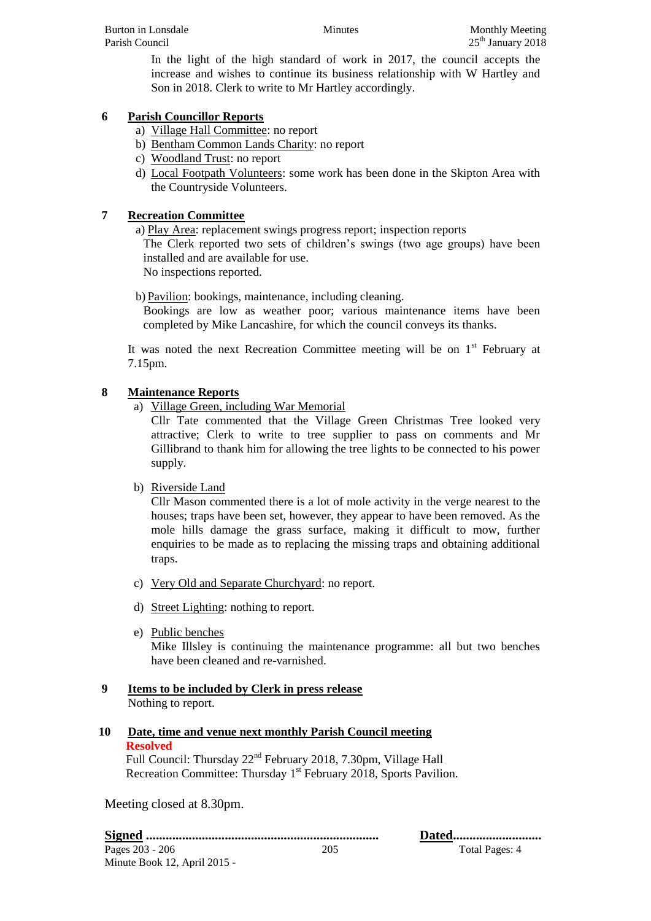In the light of the high standard of work in 2017, the council accepts the increase and wishes to continue its business relationship with W Hartley and Son in 2018. Clerk to write to Mr Hartley accordingly.

## 6 Parish Councillor Reports

a) Village Hall Committee: no report
b) Bentham Common Lands Charity: no report
c) Woodland Trust: no report
d) Local Footpath Volunteers: some work has been done in the Skipton Area with the Countryside Volunteers.

## 7 Recreation Committee

a) Play Area: replacement swings progress report; inspection reports
The Clerk reported two sets of children's swings (two age groups) have been installed and are available for use.
No inspections reported.

b) Pavilion: bookings, maintenance, including cleaning.
Bookings are low as weather poor; various maintenance items have been completed by Mike Lancashire, for which the council conveys its thanks.

It was noted the next Recreation Committee meeting will be on 1st February at 7.15pm.

## 8 Maintenance Reports

a) Village Green, including War Memorial
Cllr Tate commented that the Village Green Christmas Tree looked very attractive; Clerk to write to tree supplier to pass on comments and Mr Gillibrand to thank him for allowing the tree lights to be connected to his power supply.

b) Riverside Land
Cllr Mason commented there is a lot of mole activity in the verge nearest to the houses; traps have been set, however, they appear to have been removed. As the mole hills damage the grass surface, making it difficult to mow, further enquiries to be made as to replacing the missing traps and obtaining additional traps.

c) Very Old and Separate Churchyard: no report.

d) Street Lighting: nothing to report.

e) Public benches
Mike Illsley is continuing the maintenance programme: all but two benches have been cleaned and re-varnished.

## 9 Items to be included by Clerk in press release

Nothing to report.

## 10 Date, time and venue next monthly Parish Council meeting

**Resolved**
Full Council: Thursday 22nd February 2018, 7.30pm, Village Hall
Recreation Committee: Thursday 1st February 2018, Sports Pavilion.

Meeting closed at 8.30pm.

**Signed** ....................................................................... **Dated**..........................

Pages 203 - 206 | Total Pages: 4
Minute Book 12, April 2015 -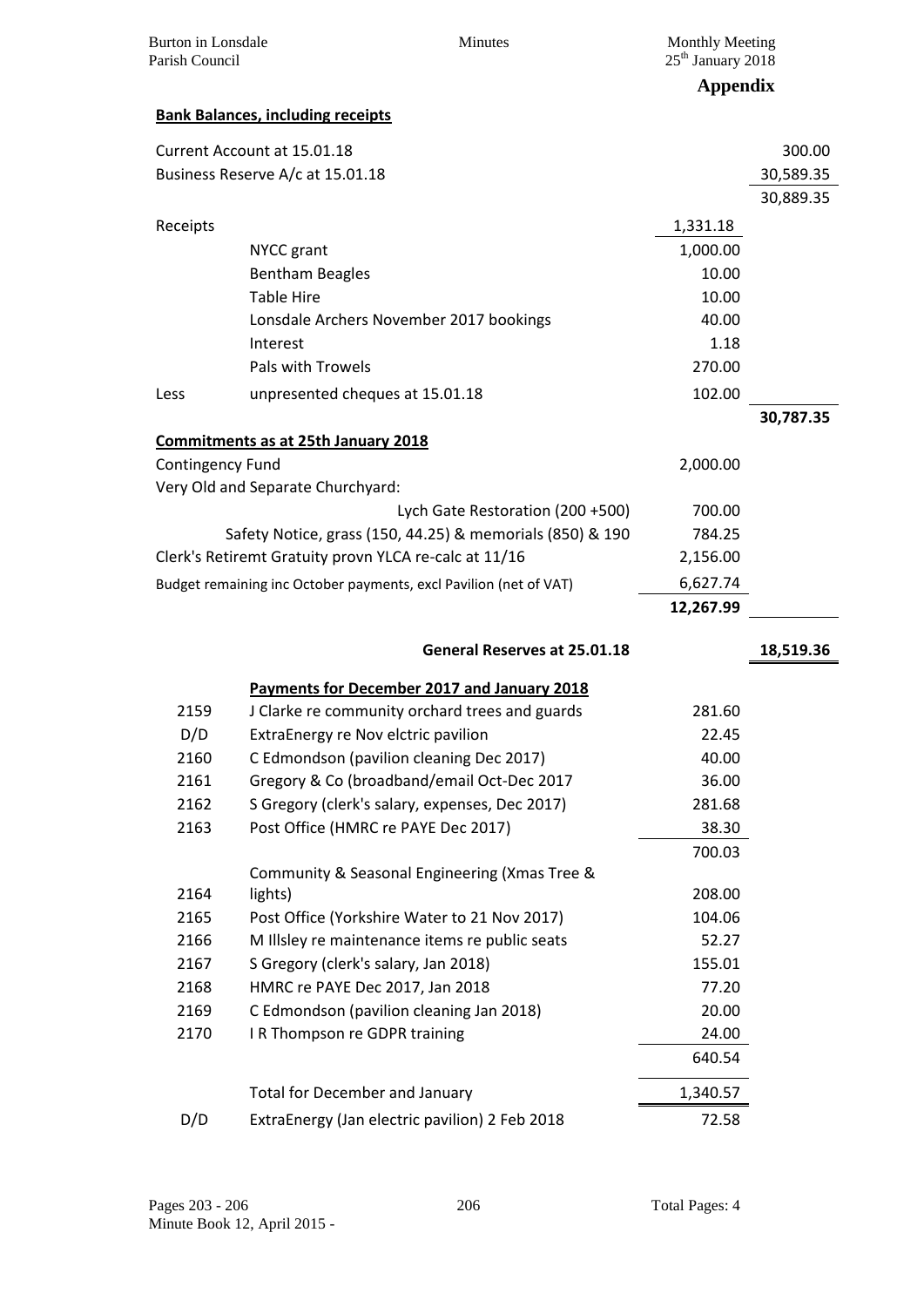## Appendix

**Bank Balances, including receipts**

| | | | |
|---|---|---|---|
| Current Account at 15.01.18 | | | 300.00 |
| Business Reserve A/c at 15.01.18 | | | 30,589.35 |
| | | | 30,889.35 |
| Receipts | | 1,331.18 | |
| | NYCC grant | 1,000.00 | |
| | Bentham Beagles | 10.00 | |
| | Table Hire | 10.00 | |
| | Lonsdale Archers November 2017 bookings | 40.00 | |
| | Interest | 1.18 | |
| | Pals with Trowels | 270.00 | |
| Less | unpresented cheques at 15.01.18 | 102.00 | |
| | | | **30,787.35** |

**Commitments as at 25th January 2018**

| | | | |
|---|---|---|---|
| Contingency Fund | | 2,000.00 | |
| Very Old and Separate Churchyard: | | | |
| | Lych Gate Restoration (200 +500) | 700.00 | |
| | Safety Notice, grass (150, 44.25) & memorials (850) & 190 | 784.25 | |
| Clerk's Retiremt Gratuity provn YLCA re-calc at 11/16 | | 2,156.00 | |
| Budget remaining inc October payments, excl Pavilion (net of VAT) | | 6,627.74 | |
| | | **12,267.99** | |
| | **General Reserves at 25.01.18** | | **18,519.36** |

**Payments for December 2017 and January 2018**

| | | |
|---|---|---|
| 2159 | J Clarke re community orchard trees and guards | 281.60 |
| D/D | ExtraEnergy re Nov elctric pavilion | 22.45 |
| 2160 | C Edmondson (pavilion cleaning Dec 2017) | 40.00 |
| 2161 | Gregory & Co (broadband/email Oct-Dec 2017 | 36.00 |
| 2162 | S Gregory (clerk's salary, expenses, Dec 2017) | 281.68 |
| 2163 | Post Office (HMRC re PAYE Dec 2017) | 38.30 |
| | | 700.03 |
| 2164 | Community & Seasonal Engineering (Xmas Tree & lights) | 208.00 |
| 2165 | Post Office (Yorkshire Water to 21 Nov 2017) | 104.06 |
| 2166 | M Illsley re maintenance items re public seats | 52.27 |
| 2167 | S Gregory (clerk's salary, Jan 2018) | 155.01 |
| 2168 | HMRC re PAYE Dec 2017, Jan 2018 | 77.20 |
| 2169 | C Edmondson (pavilion cleaning Jan 2018) | 20.00 |
| 2170 | I R Thompson re GDPR training | 24.00 |
| | | 640.54 |
| | Total for December and January | 1,340.57 |
| D/D | ExtraEnergy (Jan electric pavilion) 2 Feb 2018 | 72.58 |